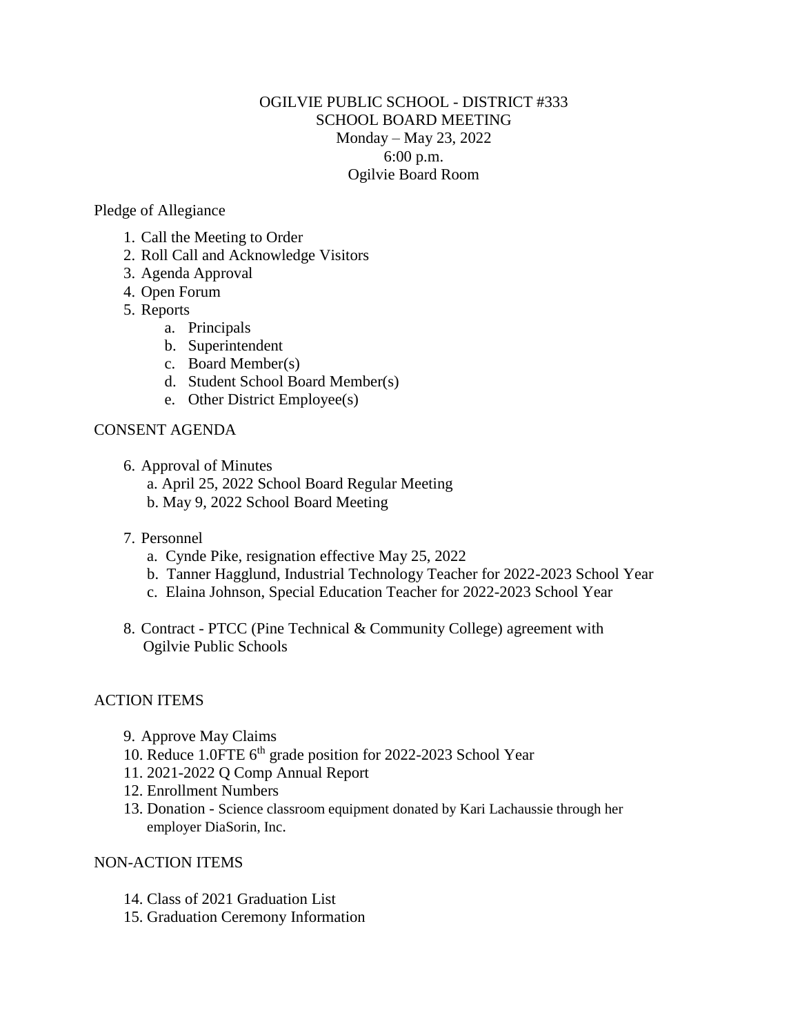# OGILVIE PUBLIC SCHOOL - DISTRICT #333
## SCHOOL BOARD MEETING
Monday – May 23, 2022
6:00 p.m.
Ogilvie Board Room

Pledge of Allegiance

1. Call the Meeting to Order
2. Roll Call and Acknowledge Visitors
3. Agenda Approval
4. Open Forum
5. Reports
   a. Principals
   b. Superintendent
   c. Board Member(s)
   d. Student School Board Member(s)
   e. Other District Employee(s)

## CONSENT AGENDA

6. Approval of Minutes
   a. April 25, 2022 School Board Regular Meeting
   b. May 9, 2022 School Board Meeting

7. Personnel
   a. Cynde Pike, resignation effective May 25, 2022
   b. Tanner Hagglund, Industrial Technology Teacher for 2022-2023 School Year
   c. Elaina Johnson, Special Education Teacher for 2022-2023 School Year

8. Contract - PTCC (Pine Technical & Community College) agreement with Ogilvie Public Schools

## ACTION ITEMS

9. Approve May Claims
10. Reduce 1.0FTE 6th grade position for 2022-2023 School Year
11. 2021-2022 Q Comp Annual Report
12. Enrollment Numbers
13. Donation - Science classroom equipment donated by Kari Lachaussie through her employer DiaSorin, Inc.

## NON-ACTION ITEMS

14. Class of 2021 Graduation List
15. Graduation Ceremony Information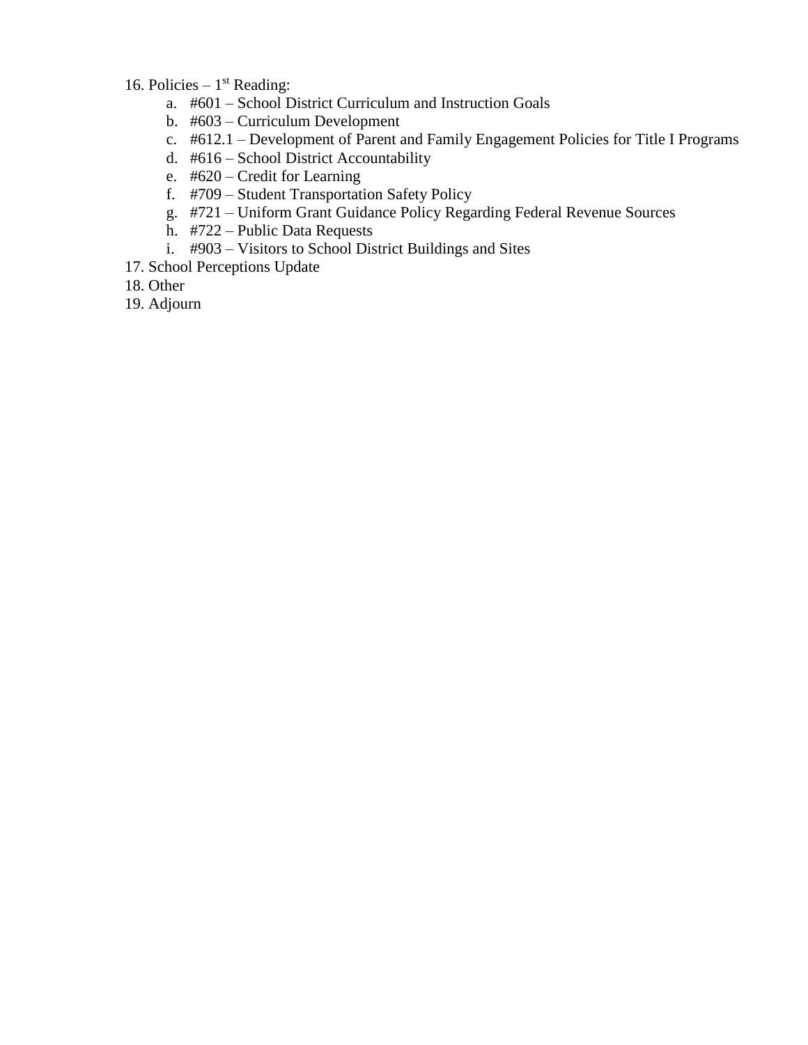16. Policies – 1st Reading:
    a. #601 – School District Curriculum and Instruction Goals
    b. #603 – Curriculum Development
    c. #612.1 – Development of Parent and Family Engagement Policies for Title I Programs
    d. #616 – School District Accountability
    e. #620 – Credit for Learning
    f. #709 – Student Transportation Safety Policy
    g. #721 – Uniform Grant Guidance Policy Regarding Federal Revenue Sources
    h. #722 – Public Data Requests
    i. #903 – Visitors to School District Buildings and Sites
17. School Perceptions Update
18. Other
19. Adjourn